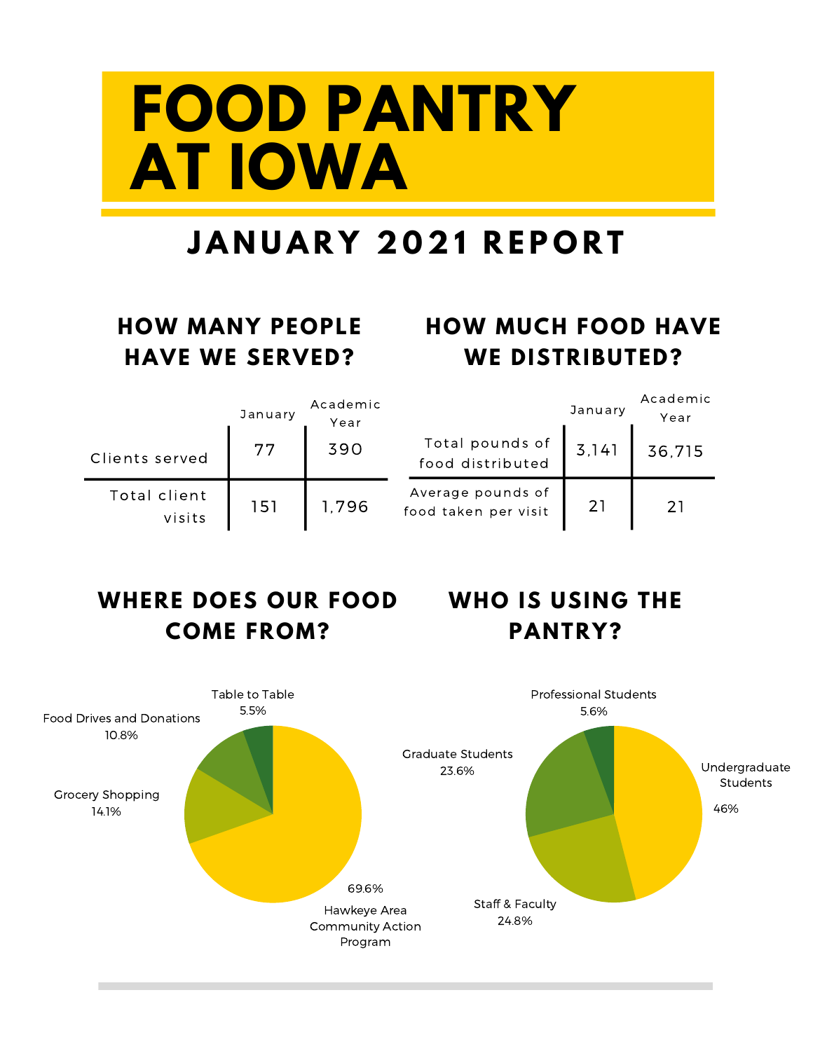# FOOD PANTRY AT IOWA

## JANUARY 2021 REPORT

### HOW MANY PEOPLE HAVE WE SERVED?

| | January | Academic Year |
|---|---|---|
| Clients served | 77 | 390 |
| Total client visits | 151 | 1,796 |

### HOW MUCH FOOD HAVE WE DISTRIBUTED?

| | January | Academic Year |
|---|---|---|
| Total pounds of food distributed | 3,141 | 36,715 |
| Average pounds of food taken per visit | 21 | 21 |

### WHERE DOES OUR FOOD COME FROM?

- Hawkeye Area Community Action Program: 69.6%
- Grocery Shopping: 14.1%
- Food Drives and Donations: 10.8%
- Table to Table: 5.5%

### WHO IS USING THE PANTRY?

- Undergraduate Students: 46%
- Staff & Faculty: 24.8%
- Graduate Students: 23.6%
- Professional Students: 5.6%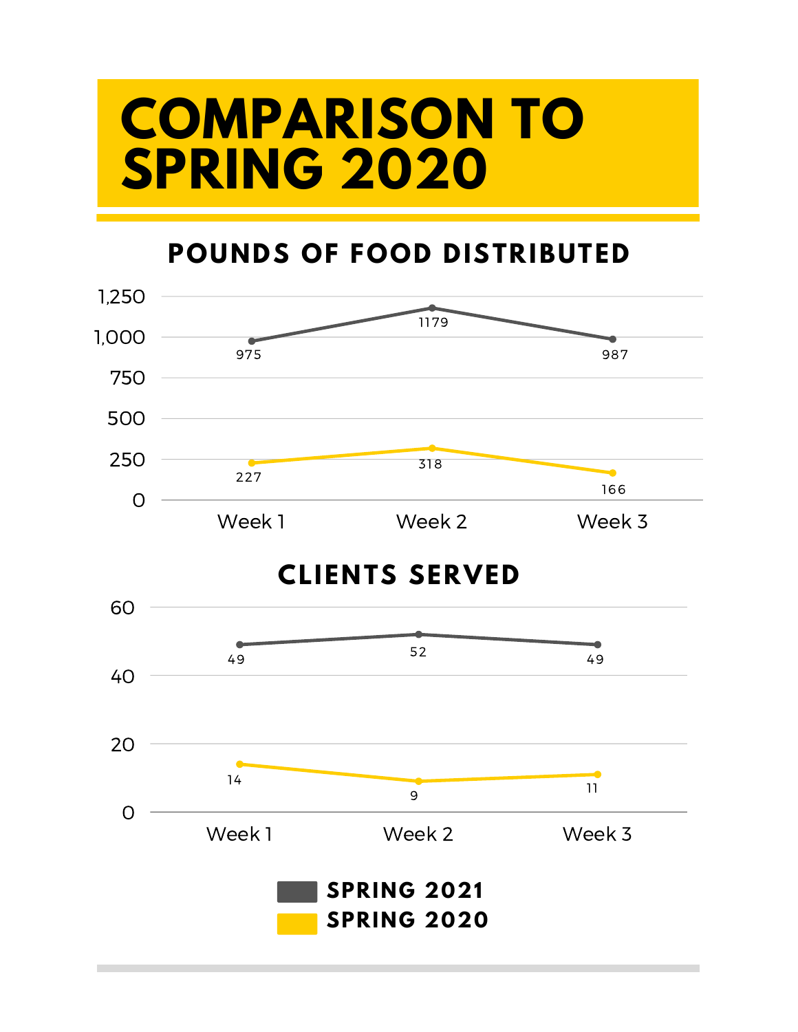# COMPARISON TO SPRING 2020

## POUNDS OF FOOD DISTRIBUTED

| | Week 1 | Week 2 | Week 3 |
|---|---|---|---|
| SPRING 2021 | 975 | 1179 | 987 |
| SPRING 2020 | 227 | 318 | 166 |

## CLIENTS SERVED

| | Week 1 | Week 2 | Week 3 |
|---|---|---|---|
| SPRING 2021 | 49 | 52 | 49 |
| SPRING 2020 | 14 | 9 | 11 |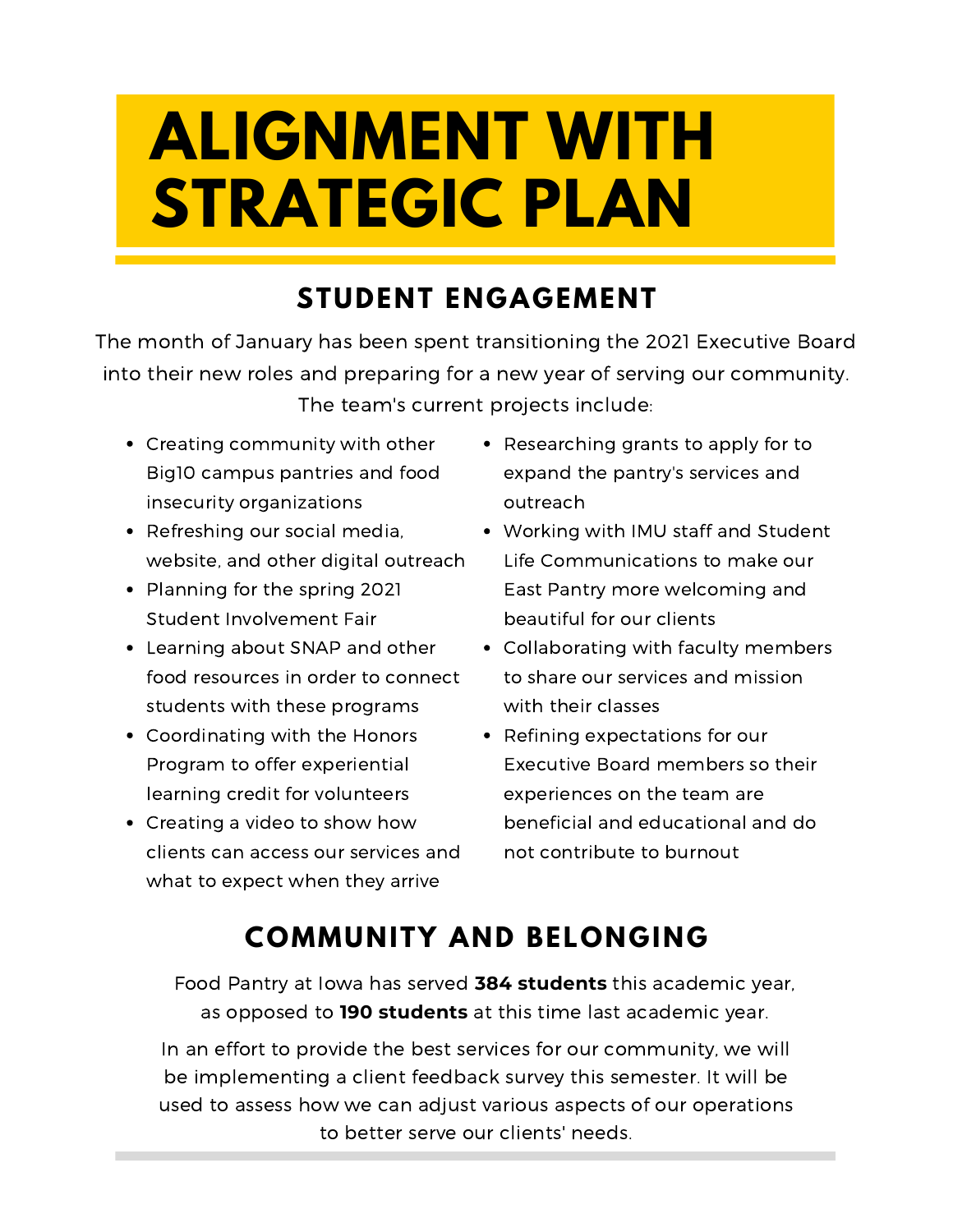# ALIGNMENT WITH STRATEGIC PLAN

## STUDENT ENGAGEMENT

The month of January has been spent transitioning the 2021 Executive Board into their new roles and preparing for a new year of serving our community. The team's current projects include:

- Creating community with other Big10 campus pantries and food insecurity organizations
- Refreshing our social media, website, and other digital outreach
- Planning for the spring 2021 Student Involvement Fair
- Learning about SNAP and other food resources in order to connect students with these programs
- Coordinating with the Honors Program to offer experiential learning credit for volunteers
- Creating a video to show how clients can access our services and what to expect when they arrive
- Researching grants to apply for to expand the pantry's services and outreach
- Working with IMU staff and Student Life Communications to make our East Pantry more welcoming and beautiful for our clients
- Collaborating with faculty members to share our services and mission with their classes
- Refining expectations for our Executive Board members so their experiences on the team are beneficial and educational and do not contribute to burnout

## COMMUNITY AND BELONGING

Food Pantry at Iowa has served **384 students** this academic year, as opposed to **190 students** at this time last academic year.

In an effort to provide the best services for our community, we will be implementing a client feedback survey this semester. It will be used to assess how we can adjust various aspects of our operations to better serve our clients' needs.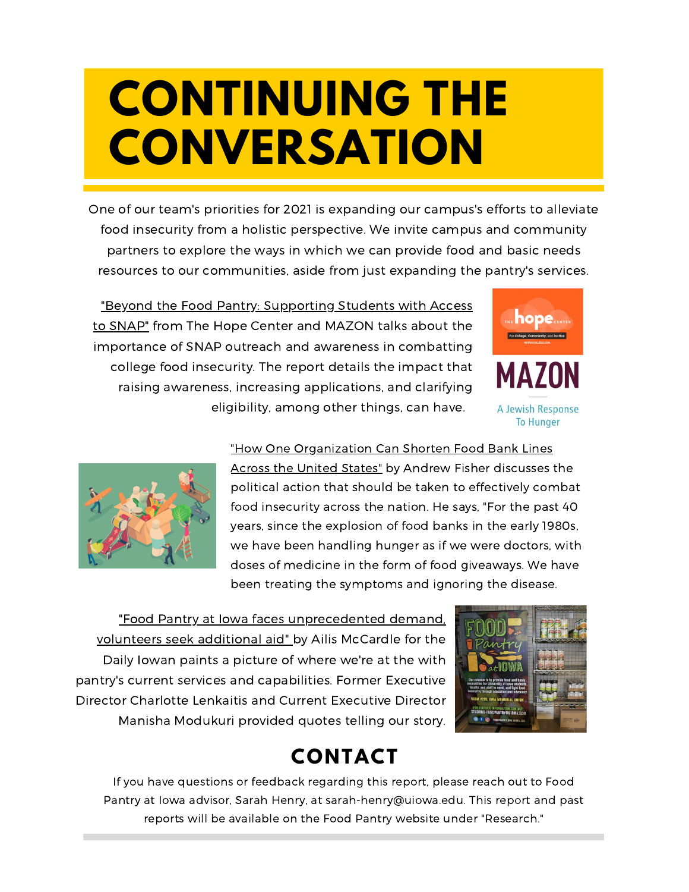# CONTINUING THE CONVERSATION

One of our team's priorities for 2021 is expanding our campus's efforts to alleviate food insecurity from a holistic perspective. We invite campus and community partners to explore the ways in which we can provide food and basic needs resources to our communities, aside from just expanding the pantry's services.

"Beyond the Food Pantry: Supporting Students with Access to SNAP" from The Hope Center and MAZON talks about the importance of SNAP outreach and awareness in combatting college food insecurity. The report details the impact that raising awareness, increasing applications, and clarifying eligibility, among other things, can have.

"How One Organization Can Shorten Food Bank Lines Across the United States" by Andrew Fisher discusses the political action that should be taken to effectively combat food insecurity across the nation. He says, "For the past 40 years, since the explosion of food banks in the early 1980s, we have been handling hunger as if we were doctors, with doses of medicine in the form of food giveaways. We have been treating the symptoms and ignoring the disease.

"Food Pantry at Iowa faces unprecedented demand, volunteers seek additional aid" by Ailis McCardle for the Daily Iowan paints a picture of where we're at the with pantry's current services and capabilities. Former Executive Director Charlotte Lenkaitis and Current Executive Director Manisha Modukuri provided quotes telling our story.

## CONTACT

If you have questions or feedback regarding this report, please reach out to Food Pantry at Iowa advisor, Sarah Henry, at sarah-henry@uiowa.edu. This report and past reports will be available on the Food Pantry website under "Research."